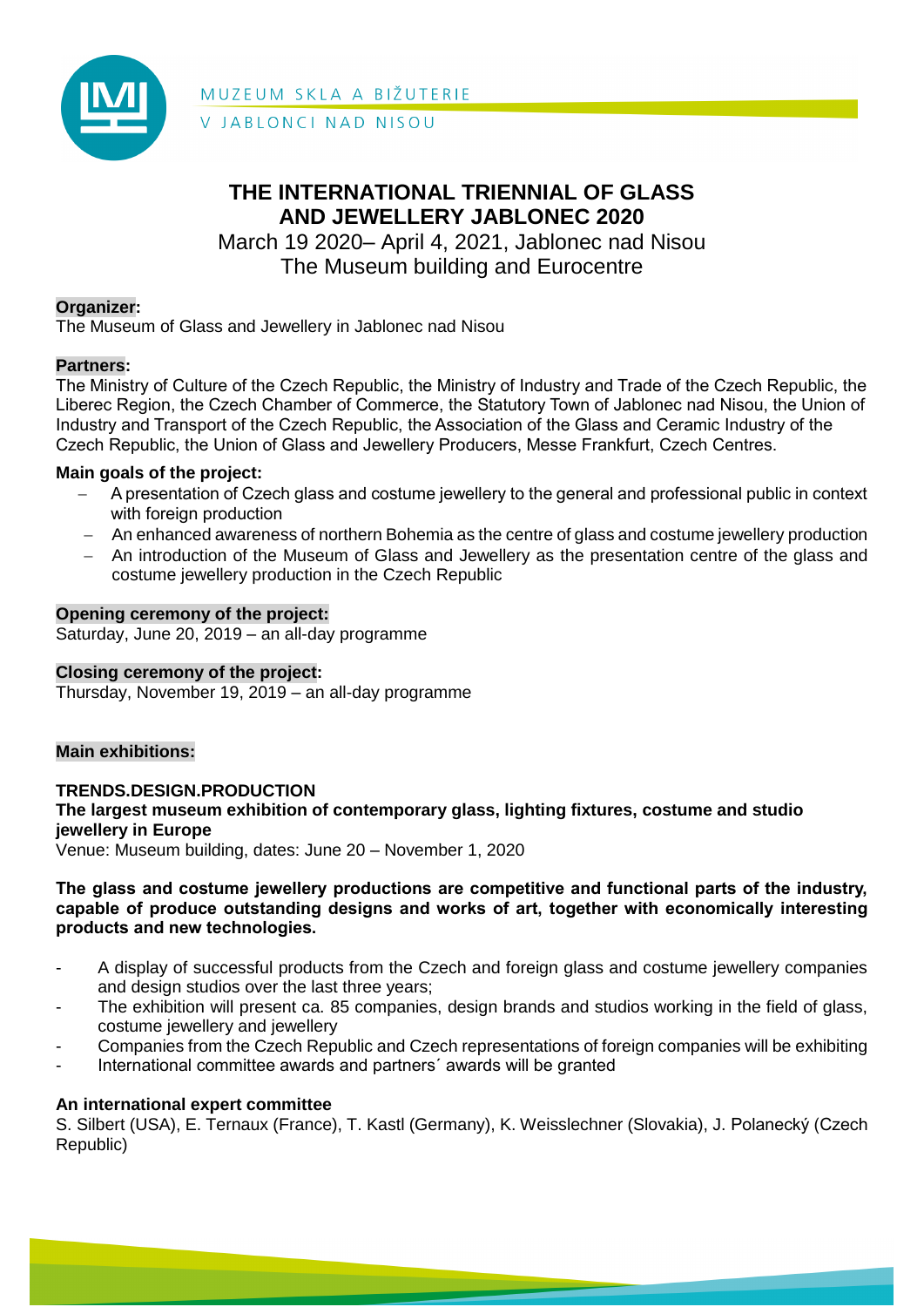MUZEUM SKLA A BIŽUTERIE
V JABLONCI NAD NISOU

# THE INTERNATIONAL TRIENNIAL OF GLASS AND JEWELLERY JABLONEC 2020

March 19 2020– April 4, 2021, Jablonec nad Nisou
The Museum building and Eurocentre

**Organizer:**
The Museum of Glass and Jewellery in Jablonec nad Nisou

**Partners:**
The Ministry of Culture of the Czech Republic, the Ministry of Industry and Trade of the Czech Republic, the Liberec Region, the Czech Chamber of Commerce, the Statutory Town of Jablonec nad Nisou, the Union of Industry and Transport of the Czech Republic, the Association of the Glass and Ceramic Industry of the Czech Republic, the Union of Glass and Jewellery Producers, Messe Frankfurt, Czech Centres.

**Main goals of the project:**

- A presentation of Czech glass and costume jewellery to the general and professional public in context with foreign production
- An enhanced awareness of northern Bohemia as the centre of glass and costume jewellery production
- An introduction of the Museum of Glass and Jewellery as the presentation centre of the glass and costume jewellery production in the Czech Republic

**Opening ceremony of the project:**
Saturday, June 20, 2019 – an all-day programme

**Closing ceremony of the project:**
Thursday, November 19, 2019 – an all-day programme

**Main exhibitions:**

**TRENDS.DESIGN.PRODUCTION**
**The largest museum exhibition of contemporary glass, lighting fixtures, costume and studio jewellery in Europe**
Venue: Museum building, dates: June 20 – November 1, 2020

**The glass and costume jewellery productions are competitive and functional parts of the industry, capable of produce outstanding designs and works of art, together with economically interesting products and new technologies.**

- A display of successful products from the Czech and foreign glass and costume jewellery companies and design studios over the last three years;
- The exhibition will present ca. 85 companies, design brands and studios working in the field of glass, costume jewellery and jewellery
- Companies from the Czech Republic and Czech representations of foreign companies will be exhibiting
- International committee awards and partners´ awards will be granted

**An international expert committee**
S. Silbert (USA), E. Ternaux (France), T. Kastl (Germany), K. Weisslechner (Slovakia), J. Polanecký (Czech Republic)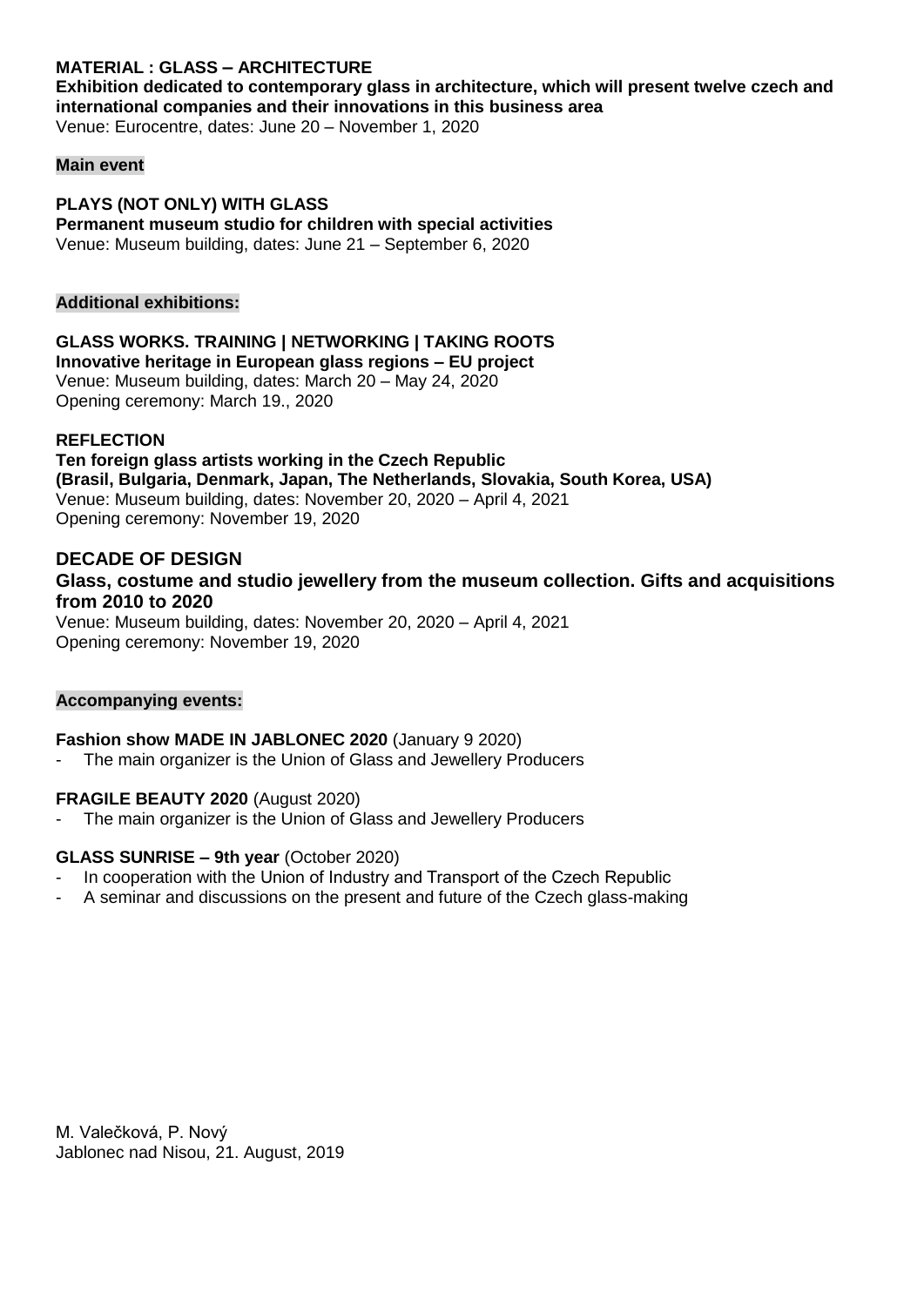**MATERIAL : GLASS – ARCHITECTURE**
**Exhibition dedicated to contemporary glass in architecture, which will present twelve czech and international companies and their innovations in this business area**
Venue: Eurocentre, dates: June 20 – November 1, 2020

**Main event**

**PLAYS (NOT ONLY) WITH GLASS**
**Permanent museum studio for children with special activities**
Venue: Museum building, dates: June 21 – September 6, 2020

**Additional exhibitions:**

**GLASS WORKS. TRAINING | NETWORKING | TAKING ROOTS**
**Innovative heritage in European glass regions – EU project**
Venue: Museum building, dates: March 20 – May 24, 2020
Opening ceremony: March 19., 2020

**REFLECTION**
**Ten foreign glass artists working in the Czech Republic**
**(Brasil, Bulgaria, Denmark, Japan, The Netherlands, Slovakia, South Korea, USA)**
Venue: Museum building, dates: November 20, 2020 – April 4, 2021
Opening ceremony: November 19, 2020

**DECADE OF DESIGN**
**Glass, costume and studio jewellery from the museum collection. Gifts and acquisitions from 2010 to 2020**
Venue: Museum building, dates: November 20, 2020 – April 4, 2021
Opening ceremony: November 19, 2020

**Accompanying events:**

**Fashion show MADE IN JABLONEC 2020** (January 9 2020)
- The main organizer is the Union of Glass and Jewellery Producers

**FRAGILE BEAUTY 2020** (August 2020)
- The main organizer is the Union of Glass and Jewellery Producers

**GLASS SUNRISE – 9th year** (October 2020)
- In cooperation with the Union of Industry and Transport of the Czech Republic
- A seminar and discussions on the present and future of the Czech glass-making

M. Valečková, P. Nový
Jablonec nad Nisou, 21. August, 2019